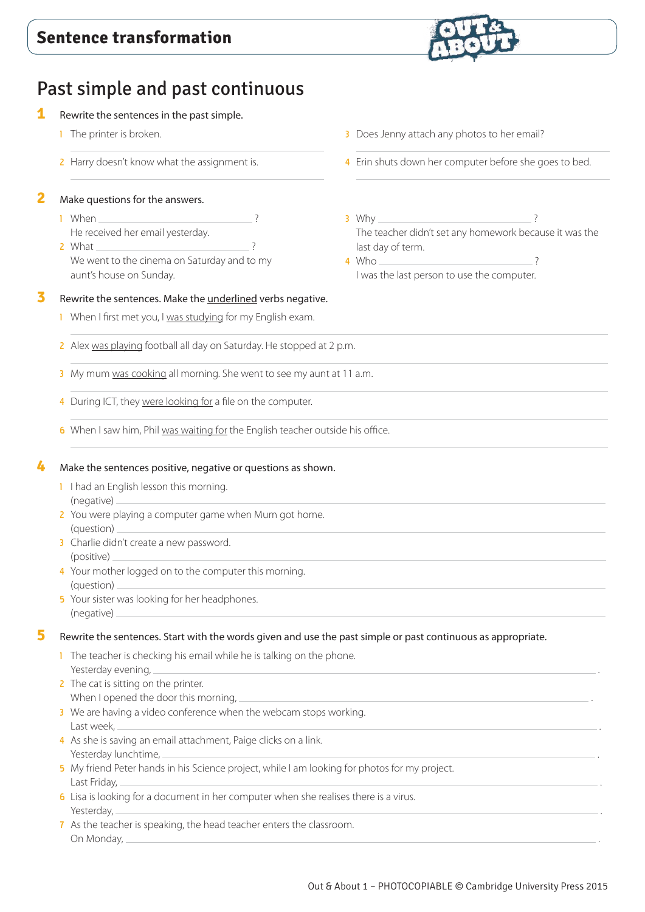## Sentence transformation

# Past simple and past continuous

**1** Rewrite the sentences in the past simple.

1. The printer is broken.

   ______________________________

2. Harry doesn't know what the assignment is.

   ______________________________

3. Does Jenny attach any photos to her email?

   ______________________________

4. Erin shuts down her computer before she goes to bed.

   ______________________________

**2** Make questions for the answers.

1. When ______________________________ ?
   He received her email yesterday.
2. What ______________________________ ?
   We went to the cinema on Saturday and to my aunt's house on Sunday.
3. Why ______________________________ ?
   The teacher didn't set any homework because it was the last day of term.
4. Who ______________________________ ?
   I was the last person to use the computer.

**3** Rewrite the sentences. Make the <u>underlined</u> verbs negative.

1. When I first met you, I <u>was studying</u> for my English exam.

   ______________________________

2. Alex <u>was playing</u> football all day on Saturday. He stopped at 2 p.m.

   ______________________________

3. My mum <u>was cooking</u> all morning. She went to see my aunt at 11 a.m.

   ______________________________

4. During ICT, they <u>were looking for</u> a file on the computer.

   ______________________________

6. When I saw him, Phil <u>was waiting for</u> the English teacher outside his office.

   ______________________________

**4** Make the sentences positive, negative or questions as shown.

1. I had an English lesson this morning.
   (negative) ______________________________
2. You were playing a computer game when Mum got home.
   (question) ______________________________
3. Charlie didn't create a new password.
   (positive) ______________________________
4. Your mother logged on to the computer this morning.
   (question) ______________________________
5. Your sister was looking for her headphones.
   (negative) ______________________________

**5** Rewrite the sentences. Start with the words given and use the past simple or past continuous as appropriate.

1. The teacher is checking his email while he is talking on the phone.
   Yesterday evening, ______________________________ .
2. The cat is sitting on the printer.
   When I opened the door this morning, ______________________________ .
3. We are having a video conference when the webcam stops working.
   Last week, ______________________________ .
4. As she is saving an email attachment, Paige clicks on a link.
   Yesterday lunchtime, ______________________________ .
5. My friend Peter hands in his Science project, while I am looking for photos for my project.
   Last Friday, ______________________________ .
6. Lisa is looking for a document in her computer when she realises there is a virus.
   Yesterday, ______________________________ .
7. As the teacher is speaking, the head teacher enters the classroom.
   On Monday, ______________________________ .

Out & About 1 – PHOTOCOPIABLE © Cambridge University Press 2015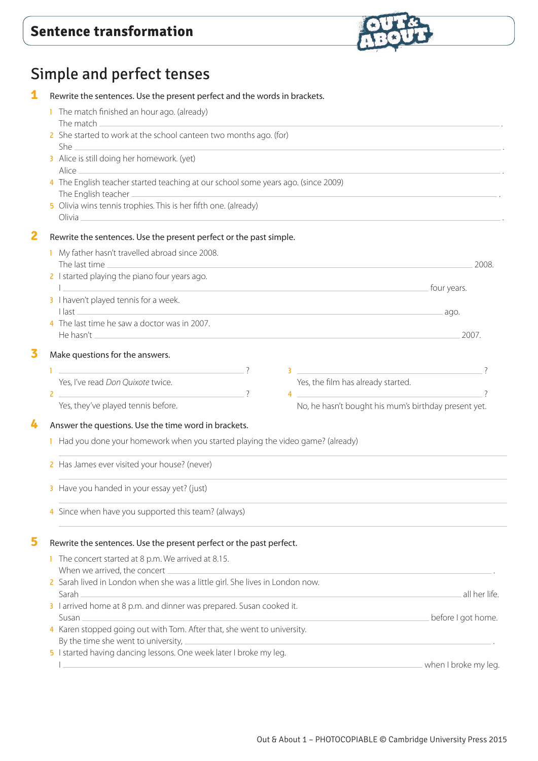## Sentence transformation

# Simple and perfect tenses

**1** Rewrite the sentences. Use the present perfect and the words in brackets.

1. The match finished an hour ago. (already)
   The match \_\_\_\_\_\_\_\_\_\_\_\_\_\_\_\_\_\_\_\_\_\_\_\_\_\_\_\_\_\_\_\_\_\_\_\_\_\_\_\_ .
2. She started to work at the school canteen two months ago. (for)
   She \_\_\_\_\_\_\_\_\_\_\_\_\_\_\_\_\_\_\_\_\_\_\_\_\_\_\_\_\_\_\_\_\_\_\_\_\_\_\_\_ .
3. Alice is still doing her homework. (yet)
   Alice \_\_\_\_\_\_\_\_\_\_\_\_\_\_\_\_\_\_\_\_\_\_\_\_\_\_\_\_\_\_\_\_\_\_\_\_\_\_\_\_ .
4. The English teacher started teaching at our school some years ago. (since 2009)
   The English teacher \_\_\_\_\_\_\_\_\_\_\_\_\_\_\_\_\_\_\_\_\_\_\_\_\_\_\_\_\_\_\_\_\_\_\_\_\_\_\_\_ .
5. Olivia wins tennis trophies. This is her fifth one. (already)
   Olivia \_\_\_\_\_\_\_\_\_\_\_\_\_\_\_\_\_\_\_\_\_\_\_\_\_\_\_\_\_\_\_\_\_\_\_\_\_\_\_\_ .

**2** Rewrite the sentences. Use the present perfect or the past simple.

1. My father hasn't travelled abroad since 2008.
   The last time \_\_\_\_\_\_\_\_\_\_\_\_\_\_\_\_\_\_\_\_\_\_\_\_\_\_\_\_\_\_\_\_\_\_\_\_\_\_\_\_ 2008.
2. I started playing the piano four years ago.
   I \_\_\_\_\_\_\_\_\_\_\_\_\_\_\_\_\_\_\_\_\_\_\_\_\_\_\_\_\_\_\_\_\_\_\_\_\_\_\_\_ four years.
3. I haven't played tennis for a week.
   I last \_\_\_\_\_\_\_\_\_\_\_\_\_\_\_\_\_\_\_\_\_\_\_\_\_\_\_\_\_\_\_\_\_\_\_\_\_\_\_\_ ago.
4. The last time he saw a doctor was in 2007.
   He hasn't \_\_\_\_\_\_\_\_\_\_\_\_\_\_\_\_\_\_\_\_\_\_\_\_\_\_\_\_\_\_\_\_\_\_\_\_\_\_\_\_ 2007.

**3** Make questions for the answers.

1. \_\_\_\_\_\_\_\_\_\_\_\_\_\_\_\_\_\_\_\_\_\_\_\_\_\_\_\_\_\_ ?
   Yes, I've read *Don Quixote* twice.
2. \_\_\_\_\_\_\_\_\_\_\_\_\_\_\_\_\_\_\_\_\_\_\_\_\_\_\_\_\_\_ ?
   Yes, they've played tennis before.
3. \_\_\_\_\_\_\_\_\_\_\_\_\_\_\_\_\_\_\_\_\_\_\_\_\_\_\_\_\_\_ ?
   Yes, the film has already started.
4. \_\_\_\_\_\_\_\_\_\_\_\_\_\_\_\_\_\_\_\_\_\_\_\_\_\_\_\_\_\_ ?
   No, he hasn't bought his mum's birthday present yet.

**4** Answer the questions. Use the time word in brackets.

1. Had you done your homework when you started playing the video game? (already)
   \_\_\_\_\_\_\_\_\_\_\_\_\_\_\_\_\_\_\_\_\_\_\_\_\_\_\_\_\_\_\_\_\_\_\_\_\_\_\_\_
2. Has James ever visited your house? (never)
   \_\_\_\_\_\_\_\_\_\_\_\_\_\_\_\_\_\_\_\_\_\_\_\_\_\_\_\_\_\_\_\_\_\_\_\_\_\_\_\_
3. Have you handed in your essay yet? (just)
   \_\_\_\_\_\_\_\_\_\_\_\_\_\_\_\_\_\_\_\_\_\_\_\_\_\_\_\_\_\_\_\_\_\_\_\_\_\_\_\_
4. Since when have you supported this team? (always)
   \_\_\_\_\_\_\_\_\_\_\_\_\_\_\_\_\_\_\_\_\_\_\_\_\_\_\_\_\_\_\_\_\_\_\_\_\_\_\_\_

**5** Rewrite the sentences. Use the present perfect or the past perfect.

1. The concert started at 8 p.m. We arrived at 8.15.
   When we arrived, the concert \_\_\_\_\_\_\_\_\_\_\_\_\_\_\_\_\_\_\_\_\_\_\_\_\_\_\_\_\_\_\_\_\_\_\_\_\_\_\_\_ .
2. Sarah lived in London when she was a little girl. She lives in London now.
   Sarah \_\_\_\_\_\_\_\_\_\_\_\_\_\_\_\_\_\_\_\_\_\_\_\_\_\_\_\_\_\_\_\_\_\_\_\_\_\_\_\_ all her life.
3. I arrived home at 8 p.m. and dinner was prepared. Susan cooked it.
   Susan \_\_\_\_\_\_\_\_\_\_\_\_\_\_\_\_\_\_\_\_\_\_\_\_\_\_\_\_\_\_\_\_\_\_\_\_\_\_\_\_ before I got home.
4. Karen stopped going out with Tom. After that, she went to university.
   By the time she went to university, \_\_\_\_\_\_\_\_\_\_\_\_\_\_\_\_\_\_\_\_\_\_\_\_\_\_\_\_\_\_\_\_\_\_\_\_\_\_\_\_ .
5. I started having dancing lessons. One week later I broke my leg.
   I \_\_\_\_\_\_\_\_\_\_\_\_\_\_\_\_\_\_\_\_\_\_\_\_\_\_\_\_\_\_\_\_\_\_\_\_\_\_\_\_ when I broke my leg.

Out & About 1 – PHOTOCOPIABLE © Cambridge University Press 2015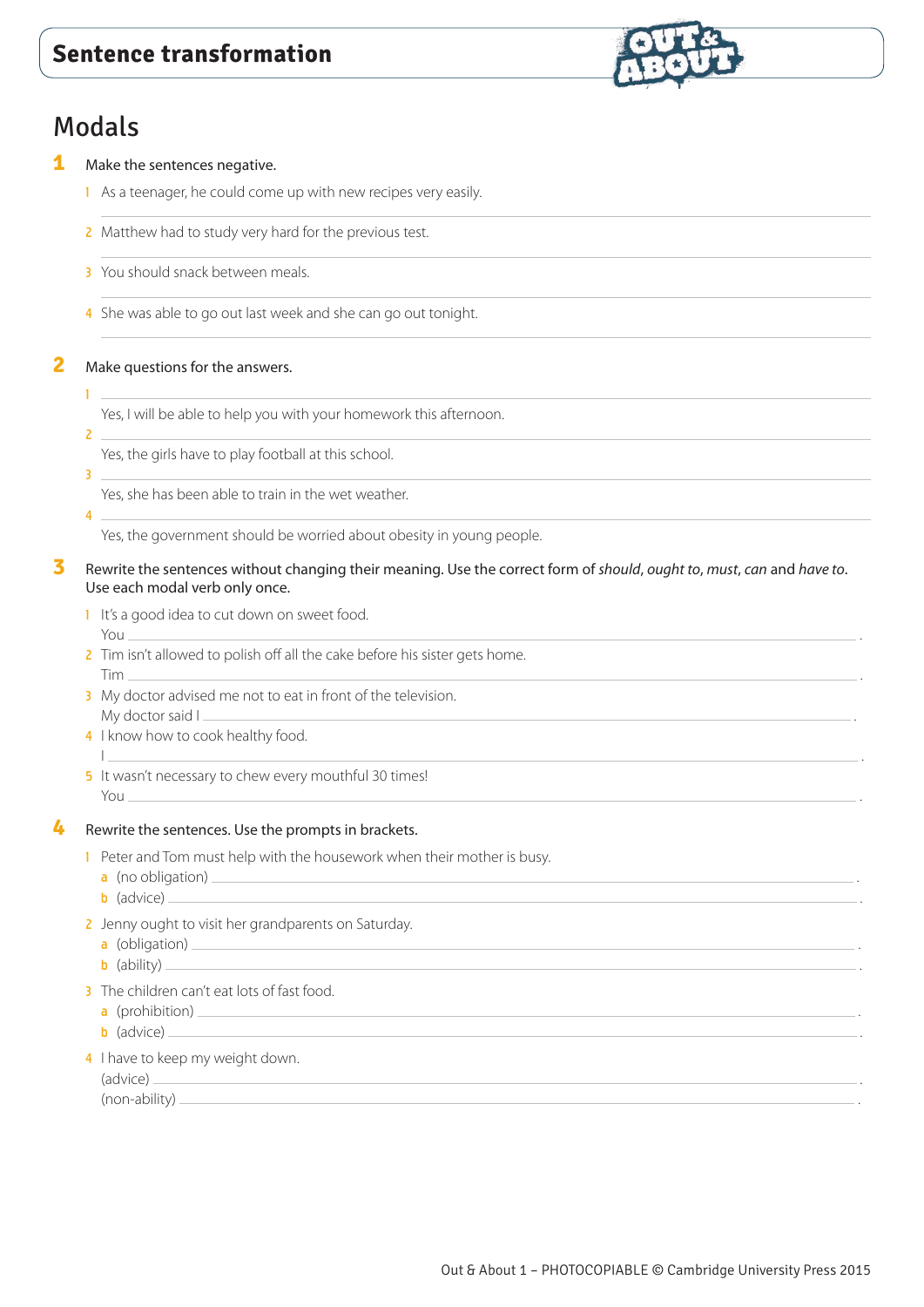# Sentence transformation

## Modals

**1** Make the sentences negative.

1. As a teenager, he could come up with new recipes very easily.
   ______________________________
2. Matthew had to study very hard for the previous test.
   ______________________________
3. You should snack between meals.
   ______________________________
4. She was able to go out last week and she can go out tonight.
   ______________________________

**2** Make questions for the answers.

1. ______________________________
   Yes, I will be able to help you with your homework this afternoon.
2. ______________________________
   Yes, the girls have to play football at this school.
3. ______________________________
   Yes, she has been able to train in the wet weather.
4. ______________________________
   Yes, the government should be worried about obesity in young people.

**3** Rewrite the sentences without changing their meaning. Use the correct form of *should*, *ought to*, *must*, *can* and *have to*. Use each modal verb only once.

1. It's a good idea to cut down on sweet food.
   You ______________________________.
2. Tim isn't allowed to polish off all the cake before his sister gets home.
   Tim ______________________________.
3. My doctor advised me not to eat in front of the television.
   My doctor said I ______________________________.
4. I know how to cook healthy food.
   I ______________________________.
5. It wasn't necessary to chew every mouthful 30 times!
   You ______________________________.

**4** Rewrite the sentences. Use the prompts in brackets.

1. Peter and Tom must help with the housework when their mother is busy.
   a (no obligation) ______________________________.
   b (advice) ______________________________.
2. Jenny ought to visit her grandparents on Saturday.
   a (obligation) ______________________________.
   b (ability) ______________________________.
3. The children can't eat lots of fast food.
   a (prohibition) ______________________________.
   b (advice) ______________________________.
4. I have to keep my weight down.
   (advice) ______________________________.
   (non-ability) ______________________________.

Out & About 1 – PHOTOCOPIABLE © Cambridge University Press 2015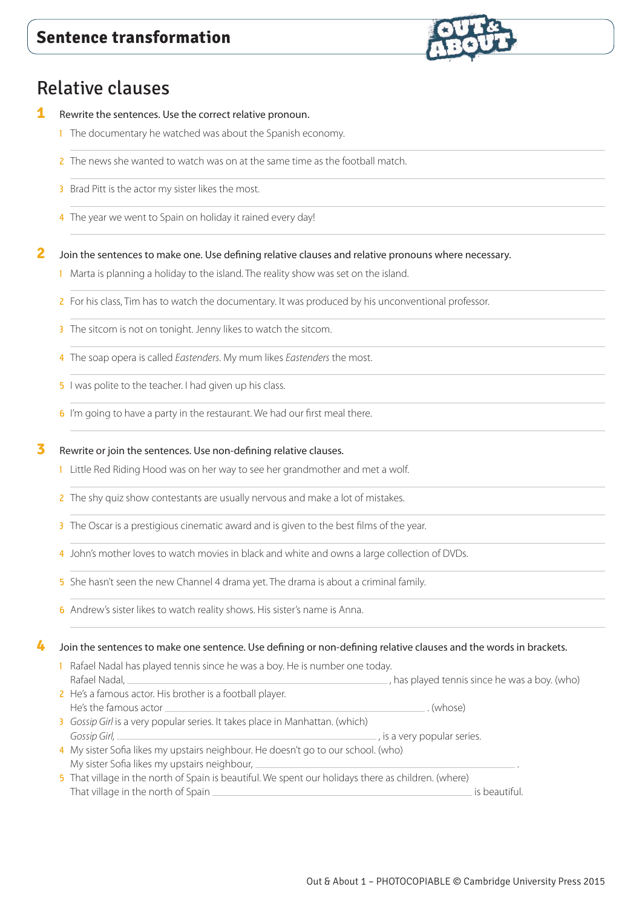# Sentence transformation

## Relative clauses

**1** Rewrite the sentences. Use the correct relative pronoun.

1. The documentary he watched was about the Spanish economy.
   ______________________________________________
2. The news she wanted to watch was on at the same time as the football match.
   ______________________________________________
3. Brad Pitt is the actor my sister likes the most.
   ______________________________________________
4. The year we went to Spain on holiday it rained every day!
   ______________________________________________

**2** Join the sentences to make one. Use defining relative clauses and relative pronouns where necessary.

1. Marta is planning a holiday to the island. The reality show was set on the island.
   ______________________________________________
2. For his class, Tim has to watch the documentary. It was produced by his unconventional professor.
   ______________________________________________
3. The sitcom is not on tonight. Jenny likes to watch the sitcom.
   ______________________________________________
4. The soap opera is called *Eastenders*. My mum likes *Eastenders* the most.
   ______________________________________________
5. I was polite to the teacher. I had given up his class.
   ______________________________________________
6. I'm going to have a party in the restaurant. We had our first meal there.
   ______________________________________________

**3** Rewrite or join the sentences. Use non-defining relative clauses.

1. Little Red Riding Hood was on her way to see her grandmother and met a wolf.
   ______________________________________________
2. The shy quiz show contestants are usually nervous and make a lot of mistakes.
   ______________________________________________
3. The Oscar is a prestigious cinematic award and is given to the best films of the year.
   ______________________________________________
4. John's mother loves to watch movies in black and white and owns a large collection of DVDs.
   ______________________________________________
5. She hasn't seen the new Channel 4 drama yet. The drama is about a criminal family.
   ______________________________________________
6. Andrew's sister likes to watch reality shows. His sister's name is Anna.
   ______________________________________________

**4** Join the sentences to make one sentence. Use defining or non-defining relative clauses and the words in brackets.

1. Rafael Nadal has played tennis since he was a boy. He is number one today.
   Rafael Nadal, ______________________________, has played tennis since he was a boy. (who)
2. He's a famous actor. His brother is a football player.
   He's the famous actor ______________________________ . (whose)
3. *Gossip Girl* is a very popular series. It takes place in Manhattan. (which)
   *Gossip Girl*, ______________________________, is a very popular series.
4. My sister Sofia likes my upstairs neighbour. He doesn't go to our school. (who)
   My sister Sofia likes my upstairs neighbour, ______________________________ .
5. That village in the north of Spain is beautiful. We spent our holidays there as children. (where)
   That village in the north of Spain ______________________________ is beautiful.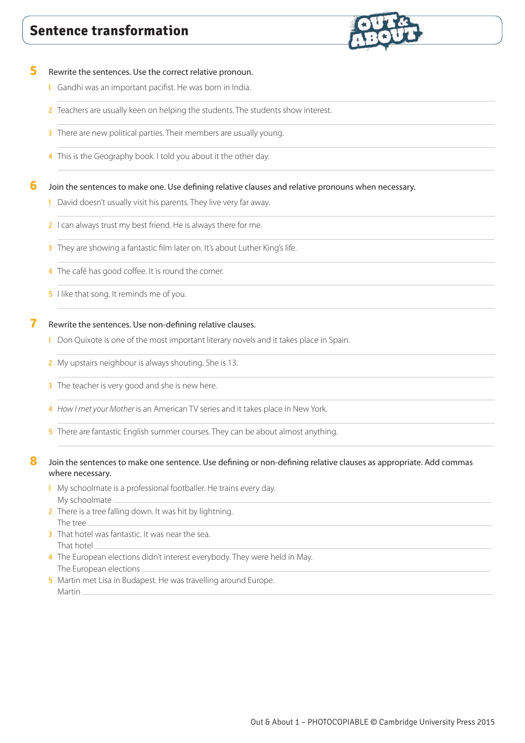## Sentence transformation

**5** Rewrite the sentences. Use the correct relative pronoun.

1. Gandhi was an important pacifist. He was born in India.
2. Teachers are usually keen on helping the students. The students show interest.
3. There are new political parties. Their members are usually young.
4. This is the Geography book. I told you about it the other day.

**6** Join the sentences to make one. Use defining relative clauses and relative pronouns when necessary.

1. David doesn't usually visit his parents. They live very far away.
2. I can always trust my best friend. He is always there for me.
3. They are showing a fantastic film later on. It's about Luther King's life.
4. The café has good coffee. It is round the corner.
5. I like that song. It reminds me of you.

**7** Rewrite the sentences. Use non-defining relative clauses.

1. Don Quixote is one of the most important literary novels and it takes place in Spain.
2. My upstairs neighbour is always shouting. She is 13.
3. The teacher is very good and she is new here.
4. *How I met your Mother* is an American TV series and it takes place in New York.
5. There are fantastic English summer courses. They can be about almost anything.

**8** Join the sentences to make one sentence. Use defining or non-defining relative clauses as appropriate. Add commas where necessary.

1. My schoolmate is a professional footballer. He trains every day.
   My schoolmate ______
2. There is a tree falling down. It was hit by lightning.
   The tree ______
3. That hotel was fantastic. It was near the sea.
   That hotel ______
4. The European elections didn't interest everybody. They were held in May.
   The European elections ______
5. Martin met Lisa in Budapest. He was travelling around Europe.
   Martin ______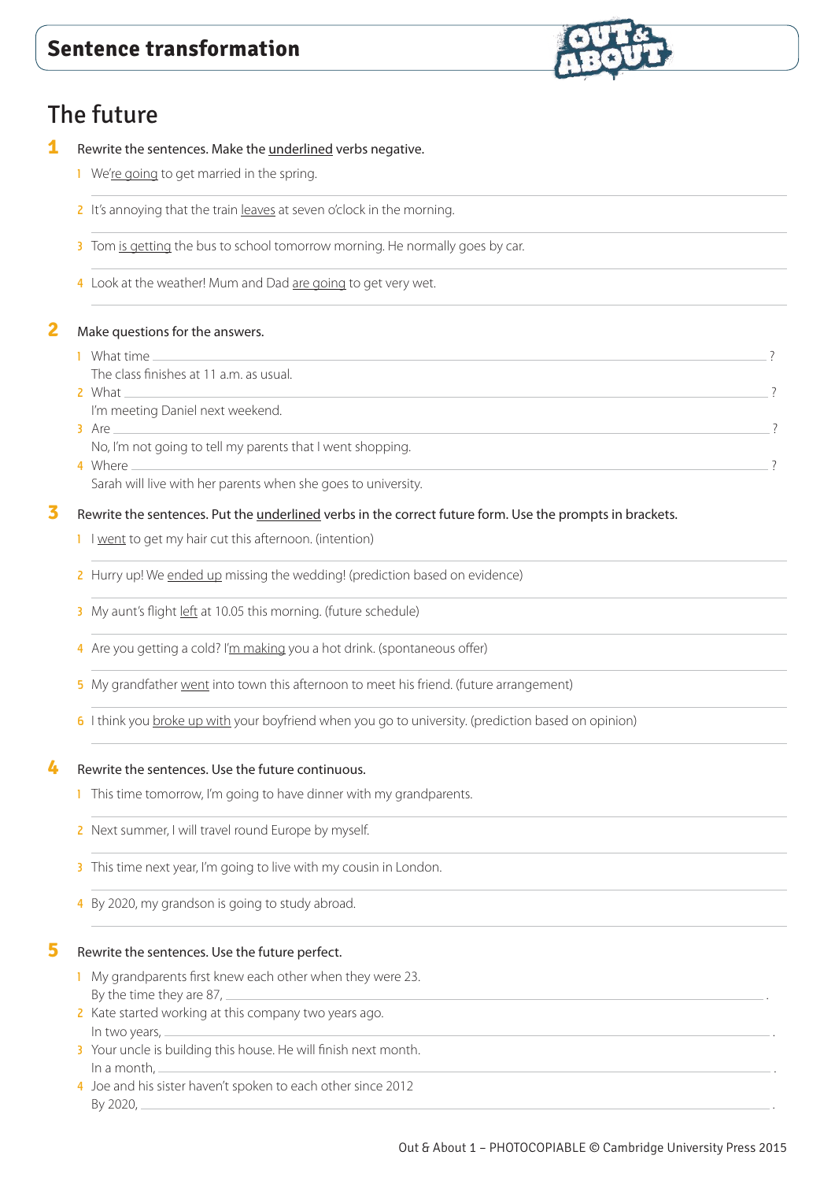# Sentence transformation

## The future

**1** Rewrite the sentences. Make the underlined verbs negative.

1. We're going to get married in the spring.
2. It's annoying that the train leaves at seven o'clock in the morning.
3. Tom is getting the bus to school tomorrow morning. He normally goes by car.
4. Look at the weather! Mum and Dad are going to get very wet.

**2** Make questions for the answers.

1. What time ______________________________?
   The class finishes at 11 a.m. as usual.
2. What ______________________________?
   I'm meeting Daniel next weekend.
3. Are ______________________________?
   No, I'm not going to tell my parents that I went shopping.
4. Where ______________________________?
   Sarah will live with her parents when she goes to university.

**3** Rewrite the sentences. Put the underlined verbs in the correct future form. Use the prompts in brackets.

1. I went to get my hair cut this afternoon. (intention)
2. Hurry up! We ended up missing the wedding! (prediction based on evidence)
3. My aunt's flight left at 10.05 this morning. (future schedule)
4. Are you getting a cold? I'm making you a hot drink. (spontaneous offer)
5. My grandfather went into town this afternoon to meet his friend. (future arrangement)
6. I think you broke up with your boyfriend when you go to university. (prediction based on opinion)

**4** Rewrite the sentences. Use the future continuous.

1. This time tomorrow, I'm going to have dinner with my grandparents.
2. Next summer, I will travel round Europe by myself.
3. This time next year, I'm going to live with my cousin in London.
4. By 2020, my grandson is going to study abroad.

**5** Rewrite the sentences. Use the future perfect.

1. My grandparents first knew each other when they were 23.
   By the time they are 87, ______________________________.
2. Kate started working at this company two years ago.
   In two years, ______________________________.
3. Your uncle is building this house. He will finish next month.
   In a month, ______________________________.
4. Joe and his sister haven't spoken to each other since 2012
   By 2020, ______________________________.

Out & About 1 – PHOTOCOPIABLE © Cambridge University Press 2015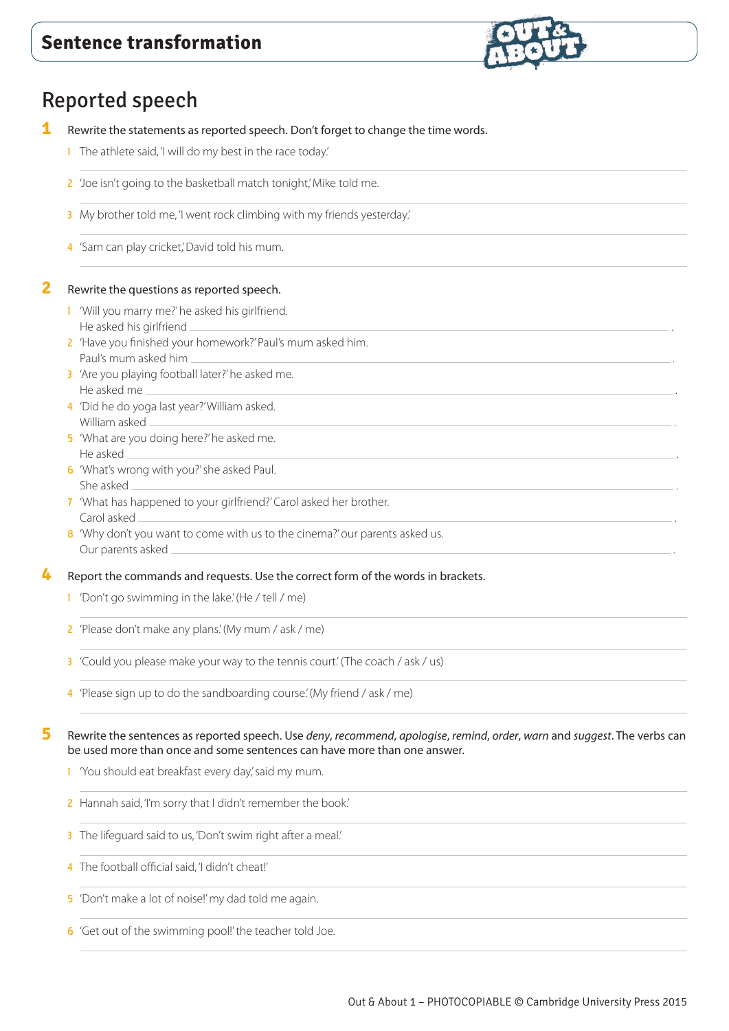## Sentence transformation

# Reported speech

**1** Rewrite the statements as reported speech. Don't forget to change the time words.

1. The athlete said, 'I will do my best in the race today.'
2. 'Joe isn't going to the basketball match tonight,' Mike told me.
3. My brother told me, 'I went rock climbing with my friends yesterday.'
4. 'Sam can play cricket,' David told his mum.

**2** Rewrite the questions as reported speech.

1. 'Will you marry me?' he asked his girlfriend.
   He asked his girlfriend \_\_\_\_\_\_\_\_\_\_\_\_\_\_\_\_\_\_\_\_ .
2. 'Have you finished your homework?' Paul's mum asked him.
   Paul's mum asked him \_\_\_\_\_\_\_\_\_\_\_\_\_\_\_\_\_\_\_\_ .
3. 'Are you playing football later?' he asked me.
   He asked me \_\_\_\_\_\_\_\_\_\_\_\_\_\_\_\_\_\_\_\_ .
4. 'Did he do yoga last year?' William asked.
   William asked \_\_\_\_\_\_\_\_\_\_\_\_\_\_\_\_\_\_\_\_ .
5. 'What are you doing here?' he asked me.
   He asked \_\_\_\_\_\_\_\_\_\_\_\_\_\_\_\_\_\_\_\_ .
6. 'What's wrong with you?' she asked Paul.
   She asked \_\_\_\_\_\_\_\_\_\_\_\_\_\_\_\_\_\_\_\_ .
7. 'What has happened to your girlfriend?' Carol asked her brother.
   Carol asked \_\_\_\_\_\_\_\_\_\_\_\_\_\_\_\_\_\_\_\_ .
8. 'Why don't you want to come with us to the cinema?' our parents asked us.
   Our parents asked \_\_\_\_\_\_\_\_\_\_\_\_\_\_\_\_\_\_\_\_ .

**4** Report the commands and requests. Use the correct form of the words in brackets.

1. 'Don't go swimming in the lake.' (He / tell / me)
2. 'Please don't make any plans.' (My mum / ask / me)
3. 'Could you please make your way to the tennis court.' (The coach / ask / us)
4. 'Please sign up to do the sandboarding course.' (My friend / ask / me)

**5** Rewrite the sentences as reported speech. Use *deny*, *recommend*, *apologise*, *remind*, *order*, *warn* and *suggest*. The verbs can be used more than once and some sentences can have more than one answer.

1. 'You should eat breakfast every day,' said my mum.
2. Hannah said, 'I'm sorry that I didn't remember the book.'
3. The lifeguard said to us, 'Don't swim right after a meal.'
4. The football official said, 'I didn't cheat!'
5. 'Don't make a lot of noise!' my dad told me again.
6. 'Get out of the swimming pool!' the teacher told Joe.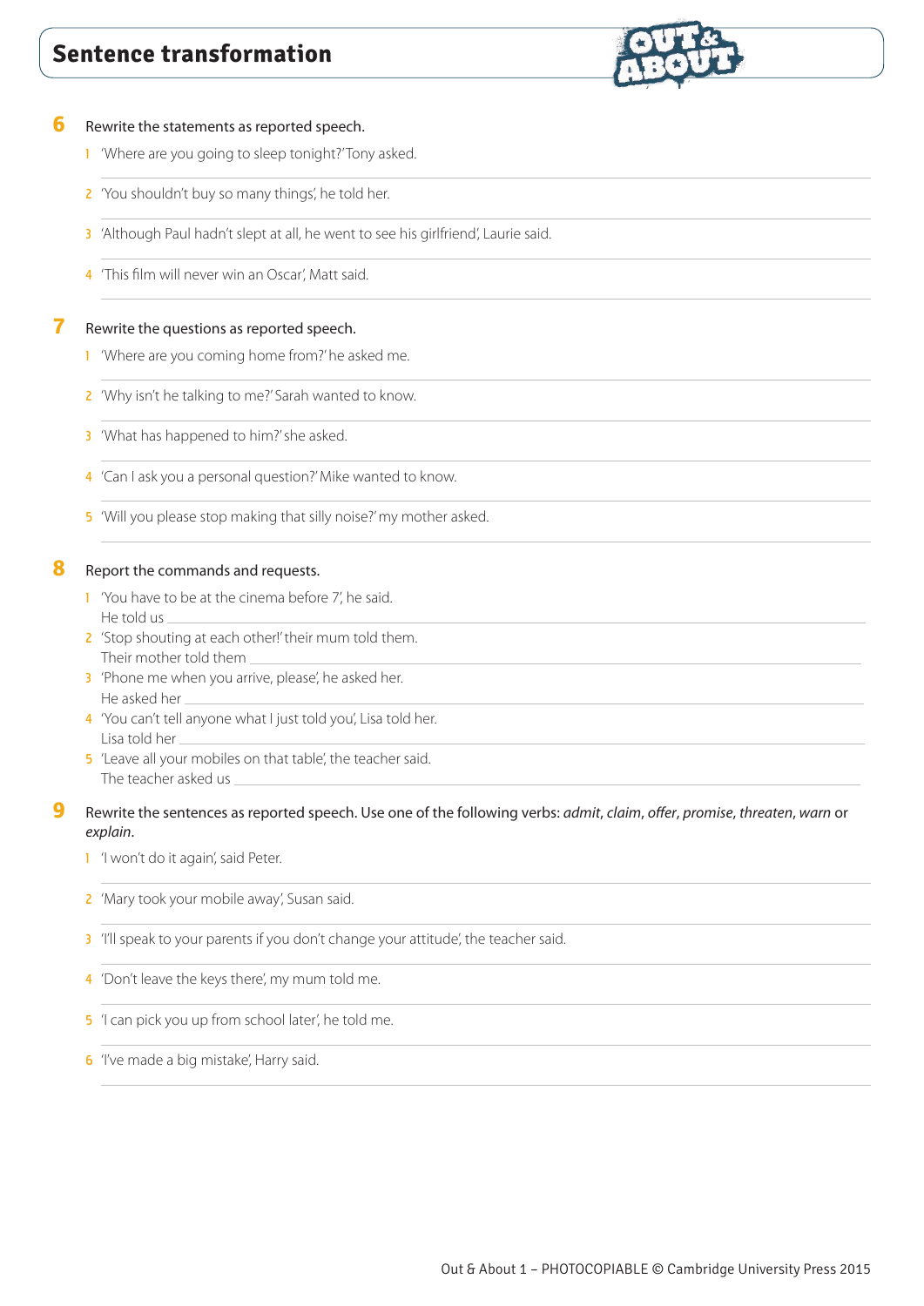# Sentence transformation

**6** Rewrite the statements as reported speech.

1. 'Where are you going to sleep tonight?' Tony asked.
2. 'You shouldn't buy so many things', he told her.
3. 'Although Paul hadn't slept at all, he went to see his girlfriend', Laurie said.
4. 'This film will never win an Oscar', Matt said.

**7** Rewrite the questions as reported speech.

1. 'Where are you coming home from?' he asked me.
2. 'Why isn't he talking to me?' Sarah wanted to know.
3. 'What has happened to him?' she asked.
4. 'Can I ask you a personal question?' Mike wanted to know.
5. 'Will you please stop making that silly noise?' my mother asked.

**8** Report the commands and requests.

1. 'You have to be at the cinema before 7', he said.
   He told us ___
2. 'Stop shouting at each other!' their mum told them.
   Their mother told them ___
3. 'Phone me when you arrive, please', he asked her.
   He asked her ___
4. 'You can't tell anyone what I just told you', Lisa told her.
   Lisa told her ___
5. 'Leave all your mobiles on that table', the teacher said.
   The teacher asked us ___

**9** Rewrite the sentences as reported speech. Use one of the following verbs: *admit*, *claim*, *offer*, *promise*, *threaten*, *warn* or *explain*.

1. 'I won't do it again', said Peter.
2. 'Mary took your mobile away', Susan said.
3. 'I'll speak to your parents if you don't change your attitude', the teacher said.
4. 'Don't leave the keys there', my mum told me.
5. 'I can pick you up from school later', he told me.
6. 'I've made a big mistake', Harry said.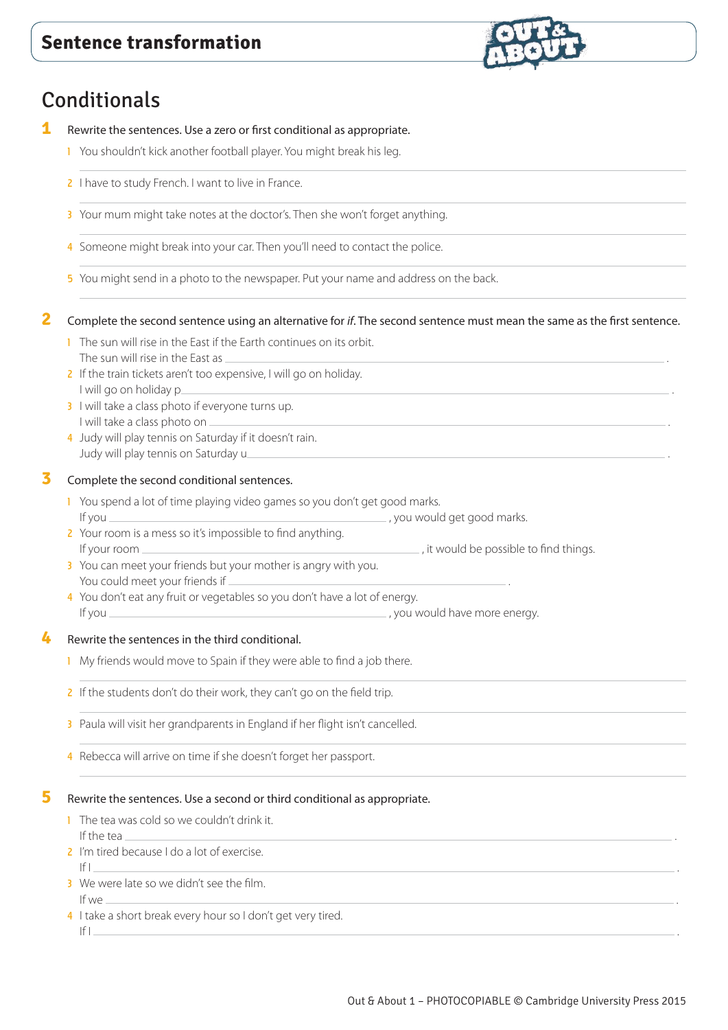# Sentence transformation

## Conditionals

**1** Rewrite the sentences. Use a zero or first conditional as appropriate.

1. You shouldn't kick another football player. You might break his leg.
   ______________________________
2. I have to study French. I want to live in France.
   ______________________________
3. Your mum might take notes at the doctor's. Then she won't forget anything.
   ______________________________
4. Someone might break into your car. Then you'll need to contact the police.
   ______________________________
5. You might send in a photo to the newspaper. Put your name and address on the back.
   ______________________________

**2** Complete the second sentence using an alternative for *if*. The second sentence must mean the same as the first sentence.

1. The sun will rise in the East if the Earth continues on its orbit.
   The sun will rise in the East as ______________________________ .
2. If the train tickets aren't too expensive, I will go on holiday.
   I will go on holiday p______________________________ .
3. I will take a class photo if everyone turns up.
   I will take a class photo on ______________________________ .
4. Judy will play tennis on Saturday if it doesn't rain.
   Judy will play tennis on Saturday u______________________________ .

**3** Complete the second conditional sentences.

1. You spend a lot of time playing video games so you don't get good marks.
   If you ______________________________ , you would get good marks.
2. Your room is a mess so it's impossible to find anything.
   If your room ______________________________ , it would be possible to find things.
3. You can meet your friends but your mother is angry with you.
   You could meet your friends if ______________________________ .
4. You don't eat any fruit or vegetables so you don't have a lot of energy.
   If you ______________________________ , you would have more energy.

**4** Rewrite the sentences in the third conditional.

1. My friends would move to Spain if they were able to find a job there.
   ______________________________
2. If the students don't do their work, they can't go on the field trip.
   ______________________________
3. Paula will visit her grandparents in England if her flight isn't cancelled.
   ______________________________
4. Rebecca will arrive on time if she doesn't forget her passport.
   ______________________________

**5** Rewrite the sentences. Use a second or third conditional as appropriate.

1. The tea was cold so we couldn't drink it.
   If the tea ______________________________ .
2. I'm tired because I do a lot of exercise.
   If I ______________________________ .
3. We were late so we didn't see the film.
   If we ______________________________ .
4. I take a short break every hour so I don't get very tired.
   If I ______________________________ .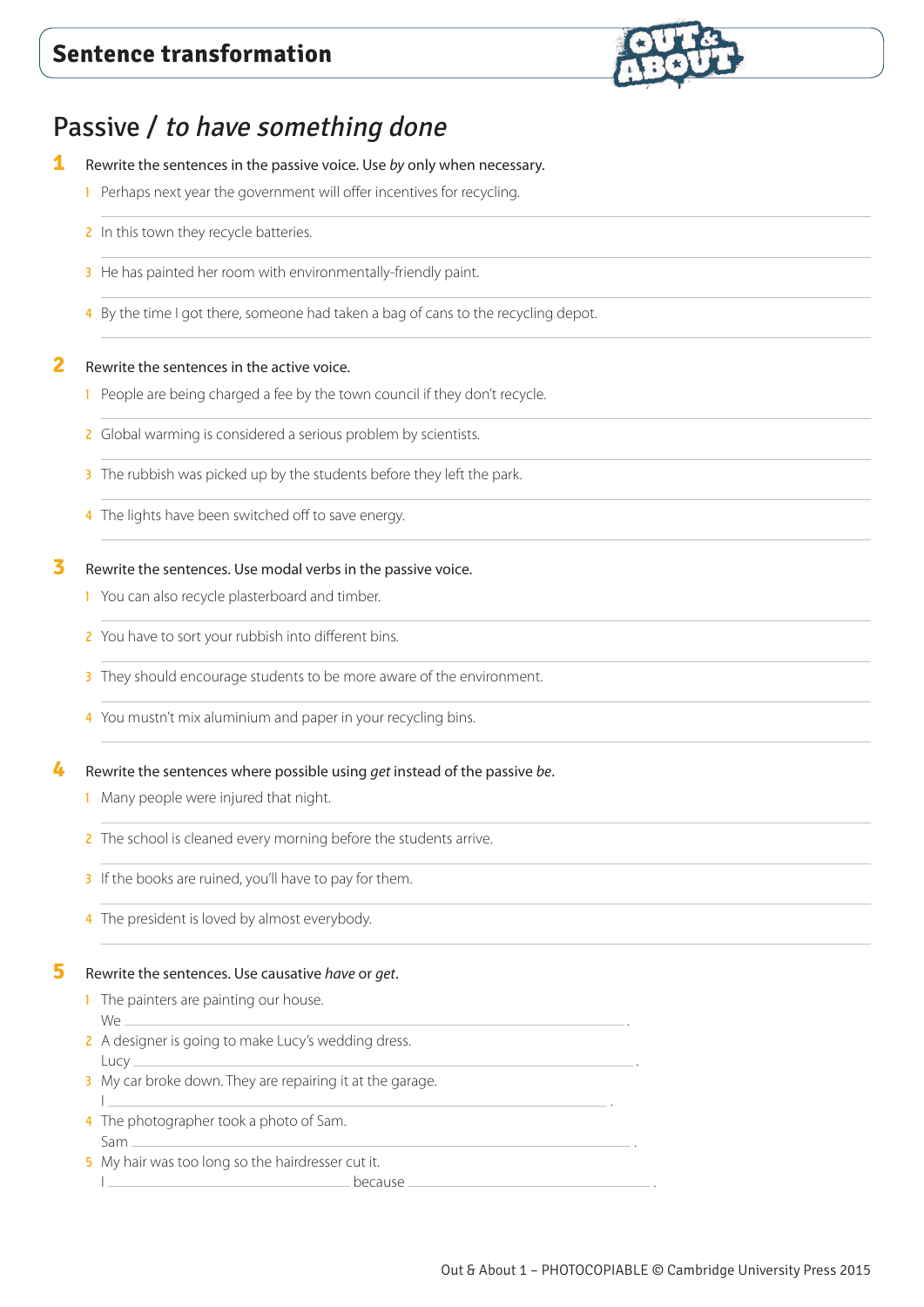## Sentence transformation

# Passive / *to have something done*

**1** Rewrite the sentences in the passive voice. Use *by* only when necessary.

1. Perhaps next year the government will offer incentives for recycling.
2. In this town they recycle batteries.
3. He has painted her room with environmentally-friendly paint.
4. By the time I got there, someone had taken a bag of cans to the recycling depot.

**2** Rewrite the sentences in the active voice.

1. People are being charged a fee by the town council if they don't recycle.
2. Global warming is considered a serious problem by scientists.
3. The rubbish was picked up by the students before they left the park.
4. The lights have been switched off to save energy.

**3** Rewrite the sentences. Use modal verbs in the passive voice.

1. You can also recycle plasterboard and timber.
2. You have to sort your rubbish into different bins.
3. They should encourage students to be more aware of the environment.
4. You mustn't mix aluminium and paper in your recycling bins.

**4** Rewrite the sentences where possible using *get* instead of the passive *be*.

1. Many people were injured that night.
2. The school is cleaned every morning before the students arrive.
3. If the books are ruined, you'll have to pay for them.
4. The president is loved by almost everybody.

**5** Rewrite the sentences. Use causative *have* or *get*.

1. The painters are painting our house.
   We ______________________________.
2. A designer is going to make Lucy's wedding dress.
   Lucy ______________________________.
3. My car broke down. They are repairing it at the garage.
   I ______________________________.
4. The photographer took a photo of Sam.
   Sam ______________________________.
5. My hair was too long so the hairdresser cut it.
   I ______________ because ______________.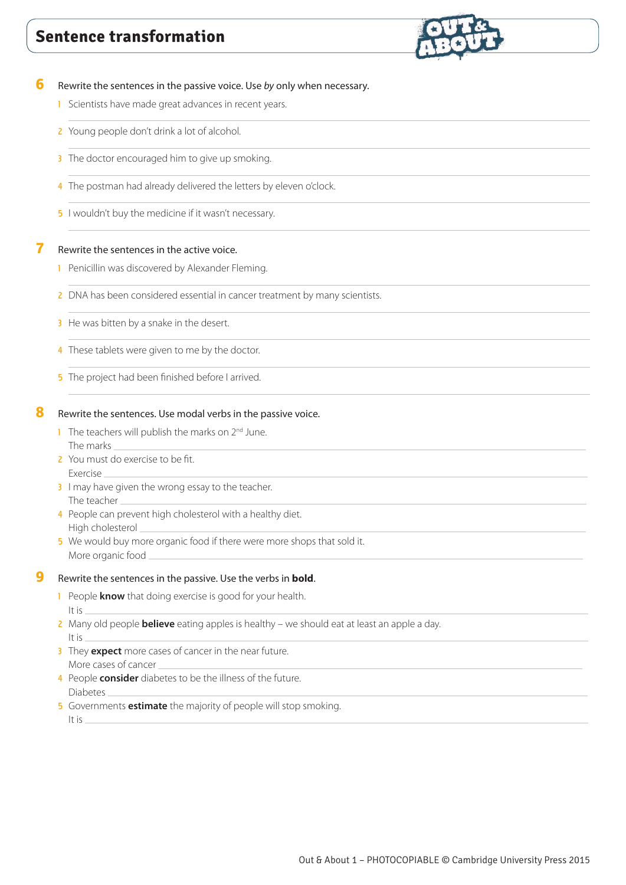# Sentence transformation

**6** Rewrite the sentences in the passive voice. Use *by* only when necessary.

1. Scientists have made great advances in recent years.
2. Young people don't drink a lot of alcohol.
3. The doctor encouraged him to give up smoking.
4. The postman had already delivered the letters by eleven o'clock.
5. I wouldn't buy the medicine if it wasn't necessary.

**7** Rewrite the sentences in the active voice.

1. Penicillin was discovered by Alexander Fleming.
2. DNA has been considered essential in cancer treatment by many scientists.
3. He was bitten by a snake in the desert.
4. These tablets were given to me by the doctor.
5. The project had been finished before I arrived.

**8** Rewrite the sentences. Use modal verbs in the passive voice.

1. The teachers will publish the marks on 2nd June.
   The marks ____________________
2. You must do exercise to be fit.
   Exercise ____________________
3. I may have given the wrong essay to the teacher.
   The teacher ____________________
4. People can prevent high cholesterol with a healthy diet.
   High cholesterol ____________________
5. We would buy more organic food if there were more shops that sold it.
   More organic food ____________________

**9** Rewrite the sentences in the passive. Use the verbs in **bold**.

1. People **know** that doing exercise is good for your health.
   It is ____________________
2. Many old people **believe** eating apples is healthy – we should eat at least an apple a day.
   It is ____________________
3. They **expect** more cases of cancer in the near future.
   More cases of cancer ____________________
4. People **consider** diabetes to be the illness of the future.
   Diabetes ____________________
5. Governments **estimate** the majority of people will stop smoking.
   It is ____________________

Out & About 1 – PHOTOCOPIABLE © Cambridge University Press 2015